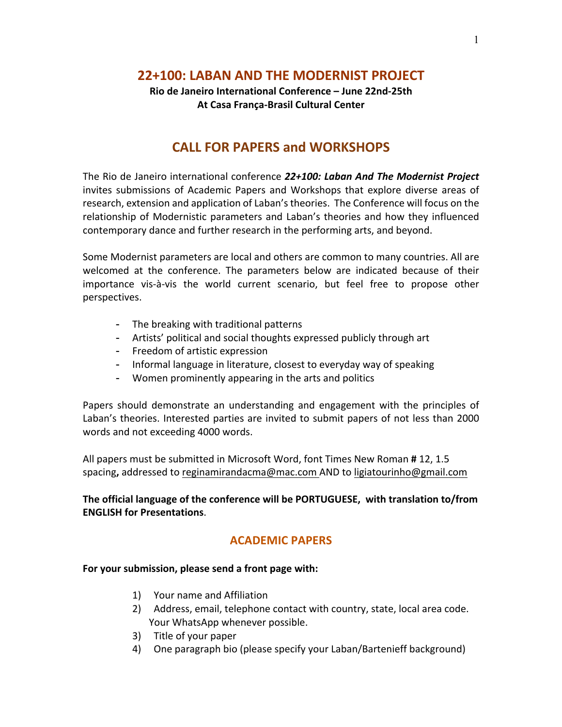# 22+100: LABAN AND THE MODERNIST PROJECT

**Rio de Janeiro International Conference – June 22nd-25th**
**At Casa França-Brasil Cultural Center**

## CALL FOR PAPERS and WORKSHOPS

The Rio de Janeiro international conference ***22+100: Laban And The Modernist Project*** invites submissions of Academic Papers and Workshops that explore diverse areas of research, extension and application of Laban's theories. The Conference will focus on the relationship of Modernistic parameters and Laban's theories and how they influenced contemporary dance and further research in the performing arts, and beyond.

Some Modernist parameters are local and others are common to many countries. All are welcomed at the conference. The parameters below are indicated because of their importance vis-à-vis the world current scenario, but feel free to propose other perspectives.

- The breaking with traditional patterns
- Artists' political and social thoughts expressed publicly through art
- Freedom of artistic expression
- Informal language in literature, closest to everyday way of speaking
- Women prominently appearing in the arts and politics

Papers should demonstrate an understanding and engagement with the principles of Laban's theories. Interested parties are invited to submit papers of not less than 2000 words and not exceeding 4000 words.

All papers must be submitted in Microsoft Word, font Times New Roman **#** 12, 1.5 spacing**,** addressed to reginamirandacma@mac.com AND to ligiatourinho@gmail.com

**The official language of the conference will be PORTUGUESE, with translation to/from ENGLISH for Presentations**.

## ACADEMIC PAPERS

**For your submission, please send a front page with:**

1) Your name and Affiliation
2) Address, email, telephone contact with country, state, local area code. Your WhatsApp whenever possible.
3) Title of your paper
4) One paragraph bio (please specify your Laban/Bartenieff background)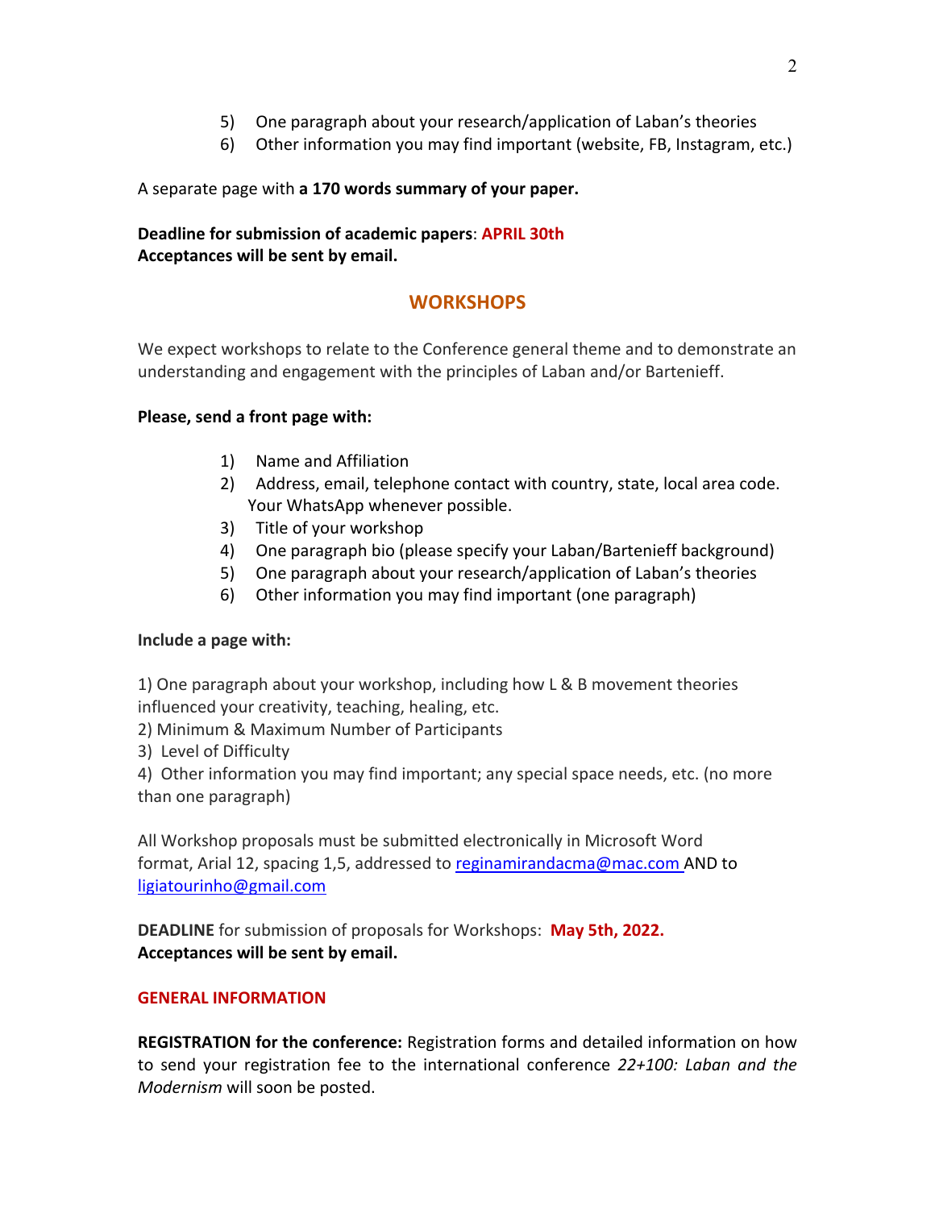5) One paragraph about your research/application of Laban's theories
6) Other information you may find important (website, FB, Instagram, etc.)

A separate page with **a 170 words summary of your paper.**

**Deadline for submission of academic papers**: **APRIL 30th**
**Acceptances will be sent by email.**

## WORKSHOPS

We expect workshops to relate to the Conference general theme and to demonstrate an understanding and engagement with the principles of Laban and/or Bartenieff.

**Please, send a front page with:**

1) Name and Affiliation
2) Address, email, telephone contact with country, state, local area code. Your WhatsApp whenever possible.
3) Title of your workshop
4) One paragraph bio (please specify your Laban/Bartenieff background)
5) One paragraph about your research/application of Laban's theories
6) Other information you may find important (one paragraph)

**Include a page with:**

1) One paragraph about your workshop, including how L & B movement theories influenced your creativity, teaching, healing, etc.
2) Minimum & Maximum Number of Participants
3) Level of Difficulty
4) Other information you may find important; any special space needs, etc. (no more than one paragraph)

All Workshop proposals must be submitted electronically in Microsoft Word format, Arial 12, spacing 1,5, addressed to reginamirandacma@mac.com AND to ligiatourinho@gmail.com

**DEADLINE** for submission of proposals for Workshops: **May 5th, 2022.**
**Acceptances will be sent by email.**

### GENERAL INFORMATION

**REGISTRATION for the conference:** Registration forms and detailed information on how to send your registration fee to the international conference *22+100: Laban and the Modernism* will soon be posted.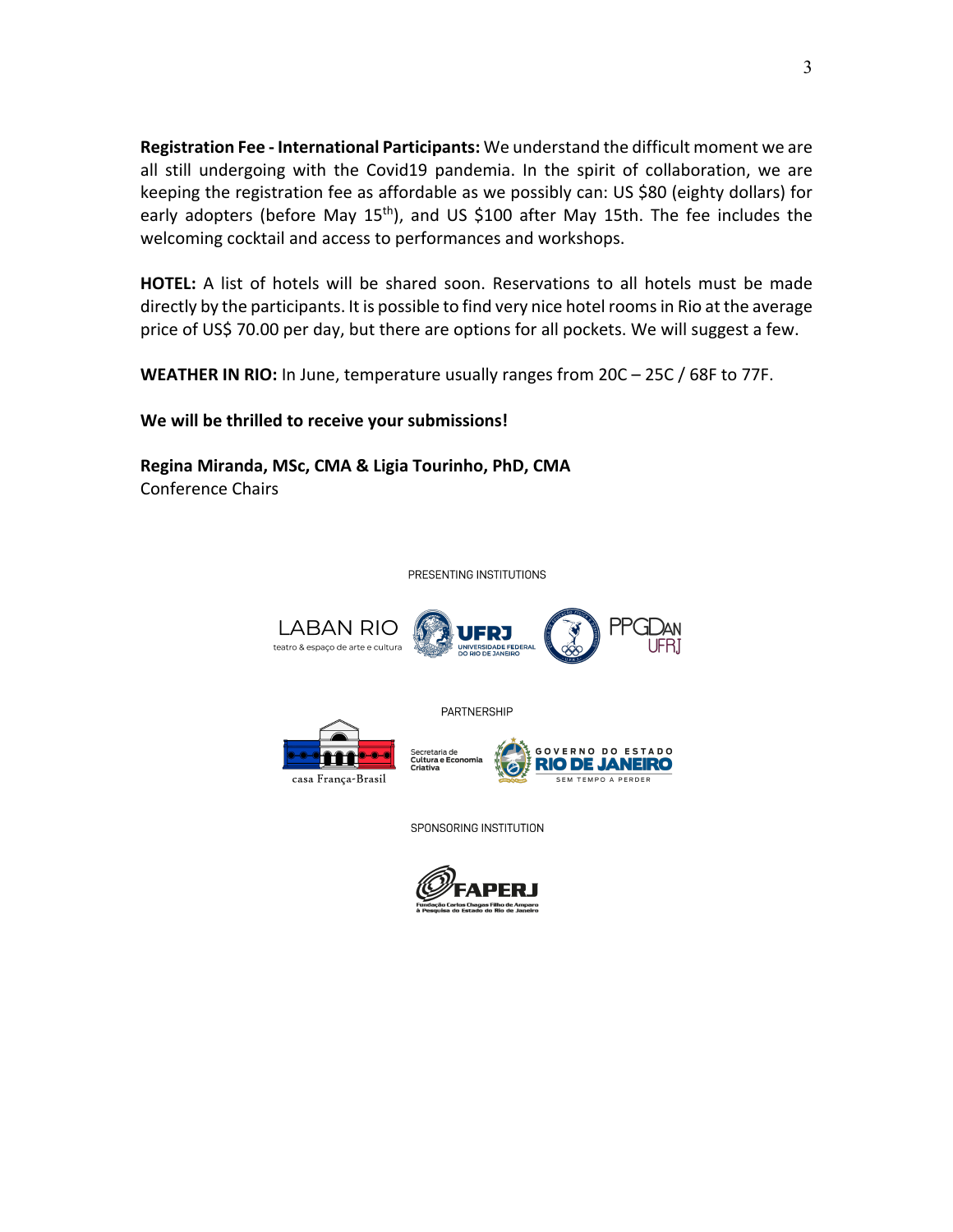**Registration Fee - International Participants:** We understand the difficult moment we are all still undergoing with the Covid19 pandemia. In the spirit of collaboration, we are keeping the registration fee as affordable as we possibly can: US $80 (eighty dollars) for early adopters (before May 15th), and US $100 after May 15th. The fee includes the welcoming cocktail and access to performances and workshops.

**HOTEL:** A list of hotels will be shared soon. Reservations to all hotels must be made directly by the participants. It is possible to find very nice hotel rooms in Rio at the average price of US$ 70.00 per day, but there are options for all pockets. We will suggest a few.

**WEATHER IN RIO:** In June, temperature usually ranges from 20C – 25C / 68F to 77F.

**We will be thrilled to receive your submissions!**

**Regina Miranda, MSc, CMA & Ligia Tourinho, PhD, CMA**
Conference Chairs

PRESENTING INSTITUTIONS

LABAN RIO
teatro & espaço de arte e cultura

UFRJ
UNIVERSIDADE FEDERAL DO RIO DE JANEIRO

PPGDAN
UFRJ

PARTNERSHIP

casa França-Brasil

Secretaria de Cultura e Economia Criativa

GOVERNO DO ESTADO
RIO DE JANEIRO
SEM TEMPO A PERDER

SPONSORING INSTITUTION

FAPERJ
Fundação Carlos Chagas Filho de Amparo à Pesquisa do Estado do Rio de Janeiro